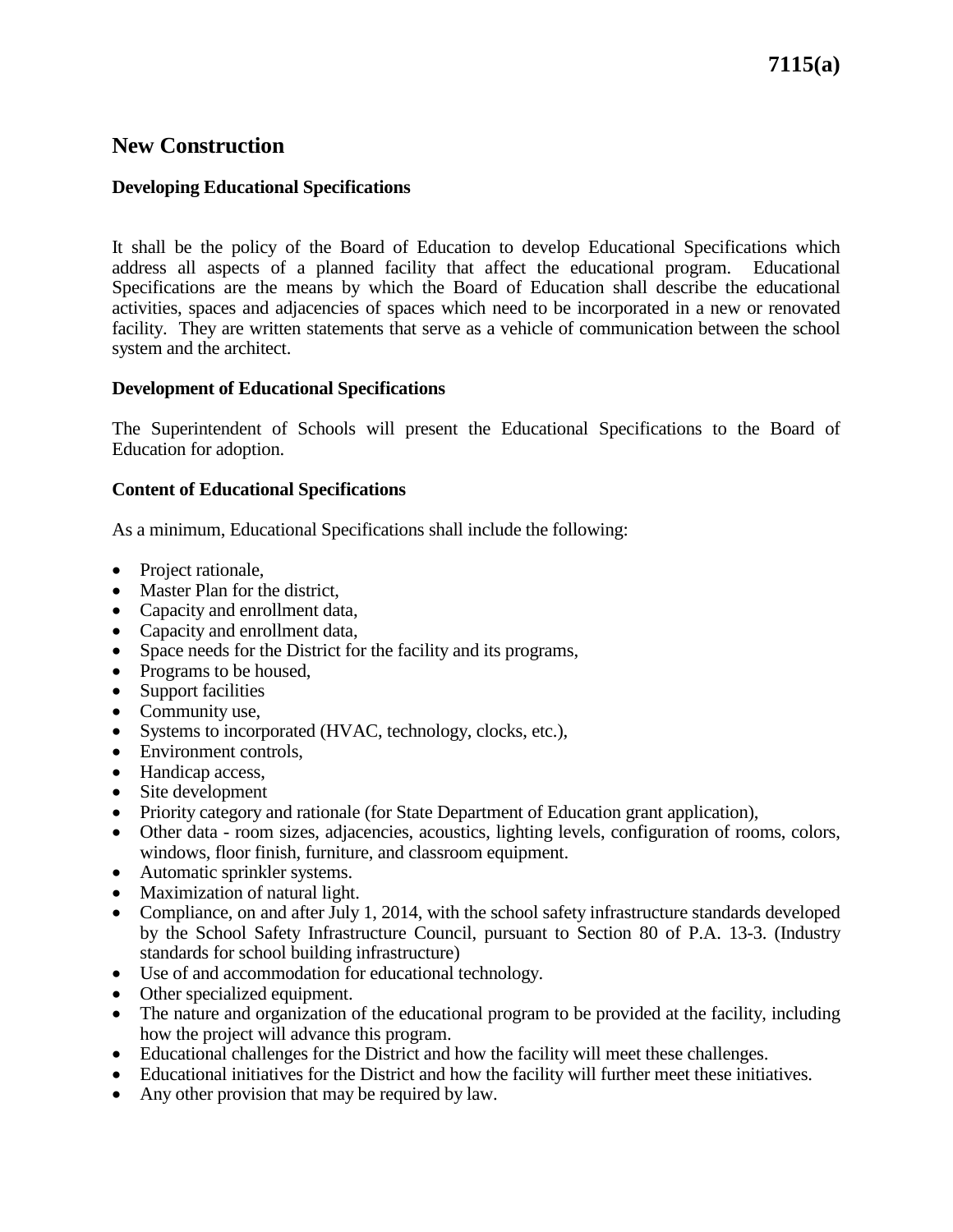# New Construction

### Developing Educational Specifications

It shall be the policy of the Board of Education to develop Educational Specifications which address all aspects of a planned facility that affect the educational program. Educational Specifications are the means by which the Board of Education shall describe the educational activities, spaces and adjacencies of spaces which need to be incorporated in a new or renovated facility. They are written statements that serve as a vehicle of communication between the school system and the architect.

### Development of Educational Specifications

The Superintendent of Schools will present the Educational Specifications to the Board of Education for adoption.

### Content of Educational Specifications

As a minimum, Educational Specifications shall include the following:

- Project rationale,
- Master Plan for the district,
- Capacity and enrollment data,
- Capacity and enrollment data,
- Space needs for the District for the facility and its programs,
- Programs to be housed,
- Support facilities
- Community use,
- Systems to incorporated (HVAC, technology, clocks, etc.),
- Environment controls,
- Handicap access,
- Site development
- Priority category and rationale (for State Department of Education grant application),
- Other data - room sizes, adjacencies, acoustics, lighting levels, configuration of rooms, colors, windows, floor finish, furniture, and classroom equipment.
- Automatic sprinkler systems.
- Maximization of natural light.
- Compliance, on and after July 1, 2014, with the school safety infrastructure standards developed by the School Safety Infrastructure Council, pursuant to Section 80 of P.A. 13-3. (Industry standards for school building infrastructure)
- Use of and accommodation for educational technology.
- Other specialized equipment.
- The nature and organization of the educational program to be provided at the facility, including how the project will advance this program.
- Educational challenges for the District and how the facility will meet these challenges.
- Educational initiatives for the District and how the facility will further meet these initiatives.
- Any other provision that may be required by law.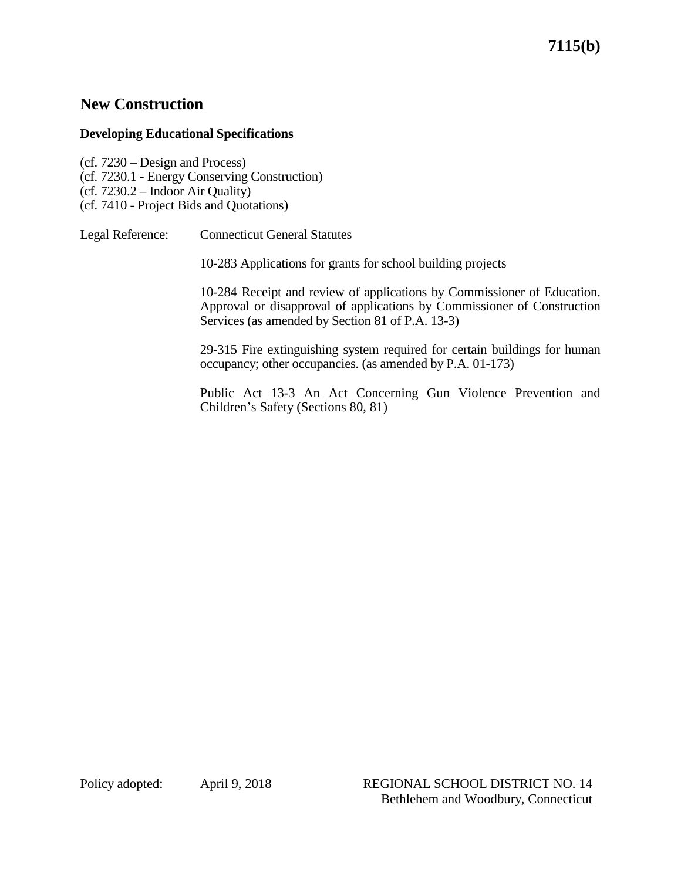## New Construction

### Developing Educational Specifications

(cf. 7230 – Design and Process)
(cf. 7230.1 - Energy Conserving Construction)
(cf. 7230.2 – Indoor Air Quality)
(cf. 7410 - Project Bids and Quotations)

Legal Reference: Connecticut General Statutes

10-283 Applications for grants for school building projects

10-284 Receipt and review of applications by Commissioner of Education. Approval or disapproval of applications by Commissioner of Construction Services (as amended by Section 81 of P.A. 13-3)

29-315 Fire extinguishing system required for certain buildings for human occupancy; other occupancies. (as amended by P.A. 01-173)

Public Act 13-3 An Act Concerning Gun Violence Prevention and Children's Safety (Sections 80, 81)

Policy adopted: April 9, 2018

REGIONAL SCHOOL DISTRICT NO. 14
Bethlehem and Woodbury, Connecticut